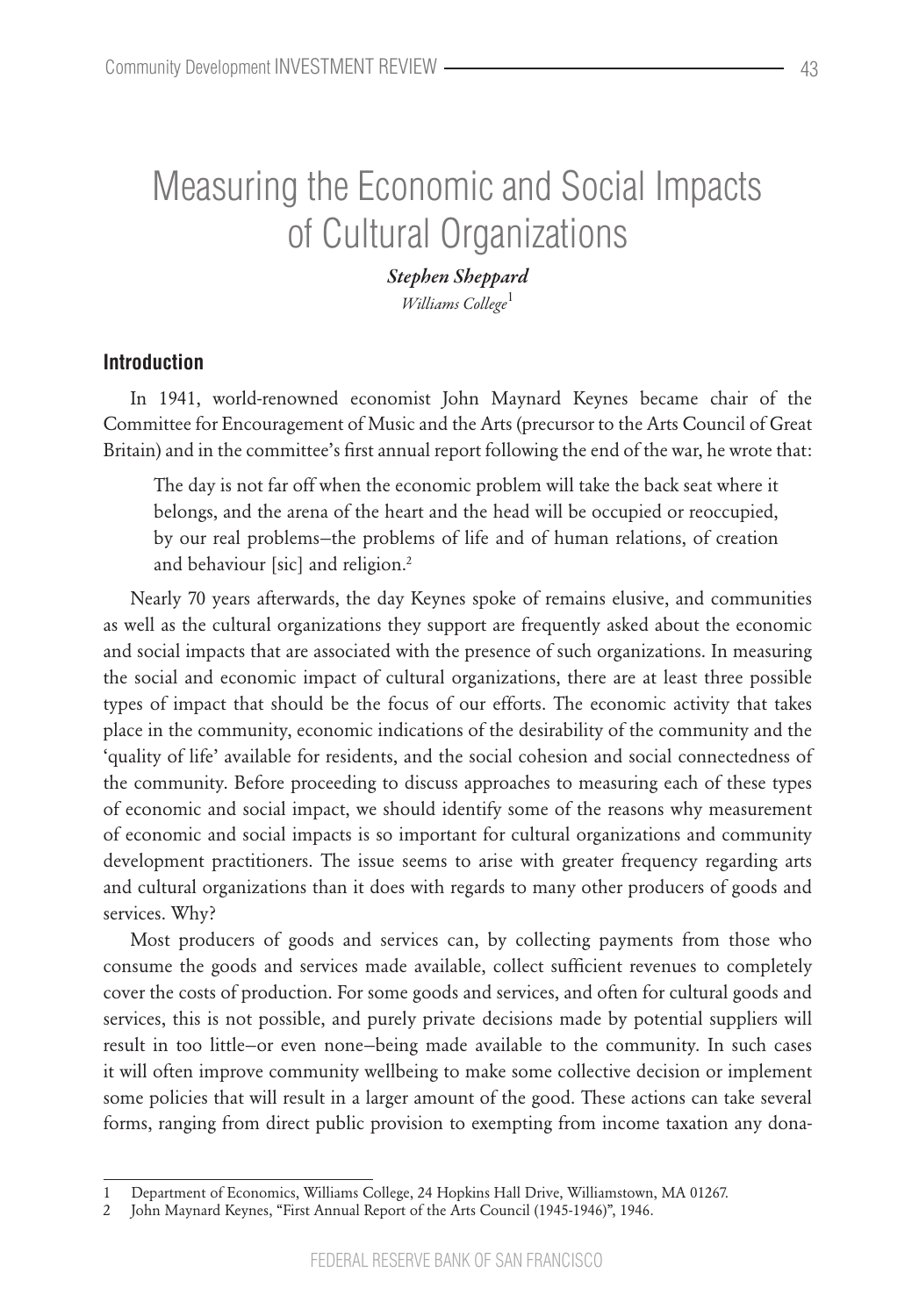# Measuring the Economic and Social Impacts of Cultural Organizations

***Stephen Sheppard***

*Williams College*[1]

## Introduction

In 1941, world-renowned economist John Maynard Keynes became chair of the Committee for Encouragement of Music and the Arts (precursor to the Arts Council of Great Britain) and in the committee's first annual report following the end of the war, he wrote that:

> The day is not far off when the economic problem will take the back seat where it belongs, and the arena of the heart and the head will be occupied or reoccupied, by our real problems–the problems of life and of human relations, of creation and behaviour [sic] and religion.[2]

Nearly 70 years afterwards, the day Keynes spoke of remains elusive, and communities as well as the cultural organizations they support are frequently asked about the economic and social impacts that are associated with the presence of such organizations. In measuring the social and economic impact of cultural organizations, there are at least three possible types of impact that should be the focus of our efforts. The economic activity that takes place in the community, economic indications of the desirability of the community and the 'quality of life' available for residents, and the social cohesion and social connectedness of the community. Before proceeding to discuss approaches to measuring each of these types of economic and social impact, we should identify some of the reasons why measurement of economic and social impacts is so important for cultural organizations and community development practitioners. The issue seems to arise with greater frequency regarding arts and cultural organizations than it does with regards to many other producers of goods and services. Why?

Most producers of goods and services can, by collecting payments from those who consume the goods and services made available, collect sufficient revenues to completely cover the costs of production. For some goods and services, and often for cultural goods and services, this is not possible, and purely private decisions made by potential suppliers will result in too little–or even none–being made available to the community. In such cases it will often improve community wellbeing to make some collective decision or implement some policies that will result in a larger amount of the good. These actions can take several forms, ranging from direct public provision to exempting from income taxation any dona-

---

1 Department of Economics, Williams College, 24 Hopkins Hall Drive, Williamstown, MA 01267.

2 John Maynard Keynes, "First Annual Report of the Arts Council (1945-1946)", 1946.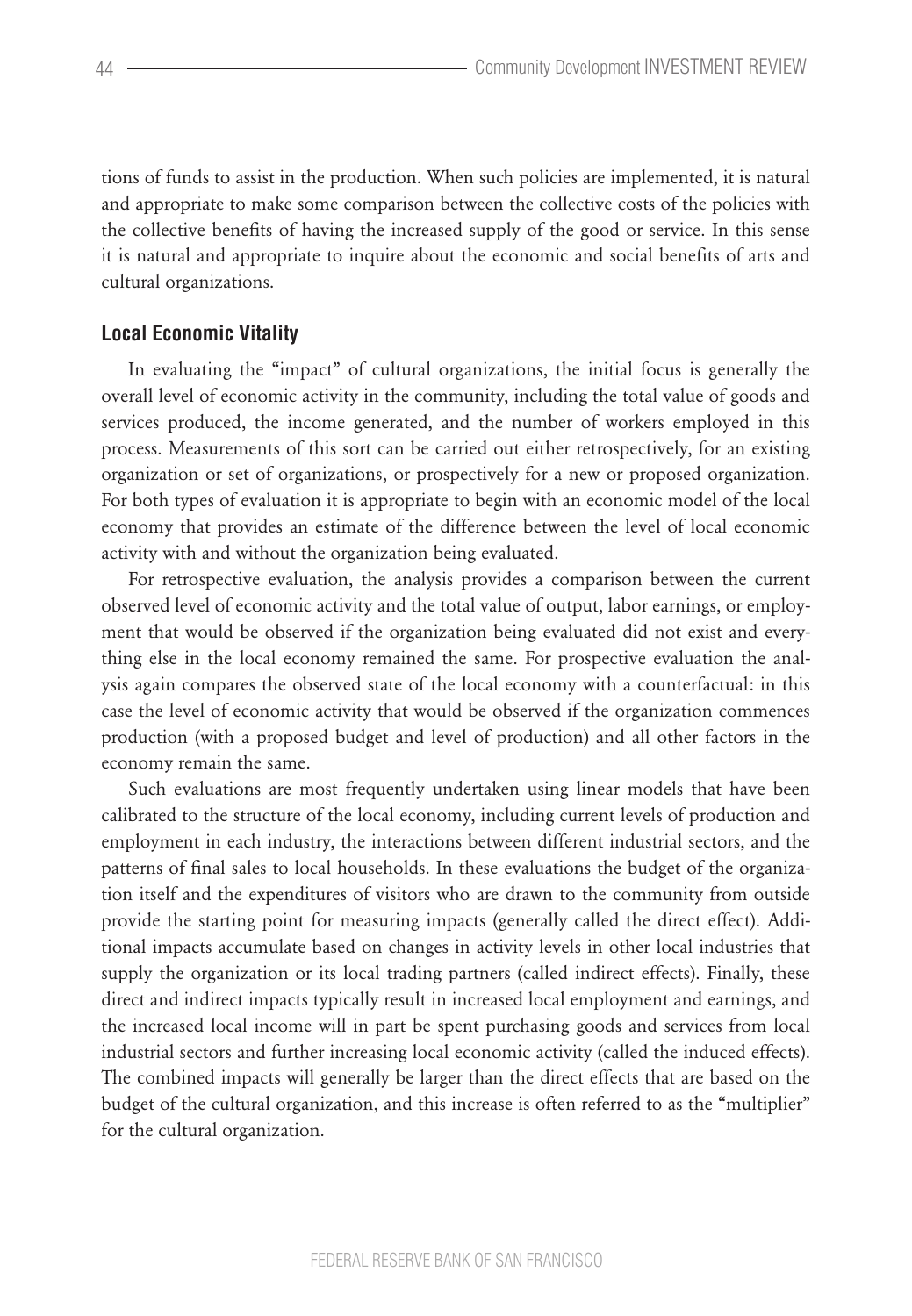tions of funds to assist in the production. When such policies are implemented, it is natural and appropriate to make some comparison between the collective costs of the policies with the collective benefits of having the increased supply of the good or service. In this sense it is natural and appropriate to inquire about the economic and social benefits of arts and cultural organizations.

## Local Economic Vitality

In evaluating the "impact" of cultural organizations, the initial focus is generally the overall level of economic activity in the community, including the total value of goods and services produced, the income generated, and the number of workers employed in this process. Measurements of this sort can be carried out either retrospectively, for an existing organization or set of organizations, or prospectively for a new or proposed organization. For both types of evaluation it is appropriate to begin with an economic model of the local economy that provides an estimate of the difference between the level of local economic activity with and without the organization being evaluated.

For retrospective evaluation, the analysis provides a comparison between the current observed level of economic activity and the total value of output, labor earnings, or employment that would be observed if the organization being evaluated did not exist and everything else in the local economy remained the same. For prospective evaluation the analysis again compares the observed state of the local economy with a counterfactual: in this case the level of economic activity that would be observed if the organization commences production (with a proposed budget and level of production) and all other factors in the economy remain the same.

Such evaluations are most frequently undertaken using linear models that have been calibrated to the structure of the local economy, including current levels of production and employment in each industry, the interactions between different industrial sectors, and the patterns of final sales to local households. In these evaluations the budget of the organization itself and the expenditures of visitors who are drawn to the community from outside provide the starting point for measuring impacts (generally called the direct effect). Additional impacts accumulate based on changes in activity levels in other local industries that supply the organization or its local trading partners (called indirect effects). Finally, these direct and indirect impacts typically result in increased local employment and earnings, and the increased local income will in part be spent purchasing goods and services from local industrial sectors and further increasing local economic activity (called the induced effects). The combined impacts will generally be larger than the direct effects that are based on the budget of the cultural organization, and this increase is often referred to as the "multiplier" for the cultural organization.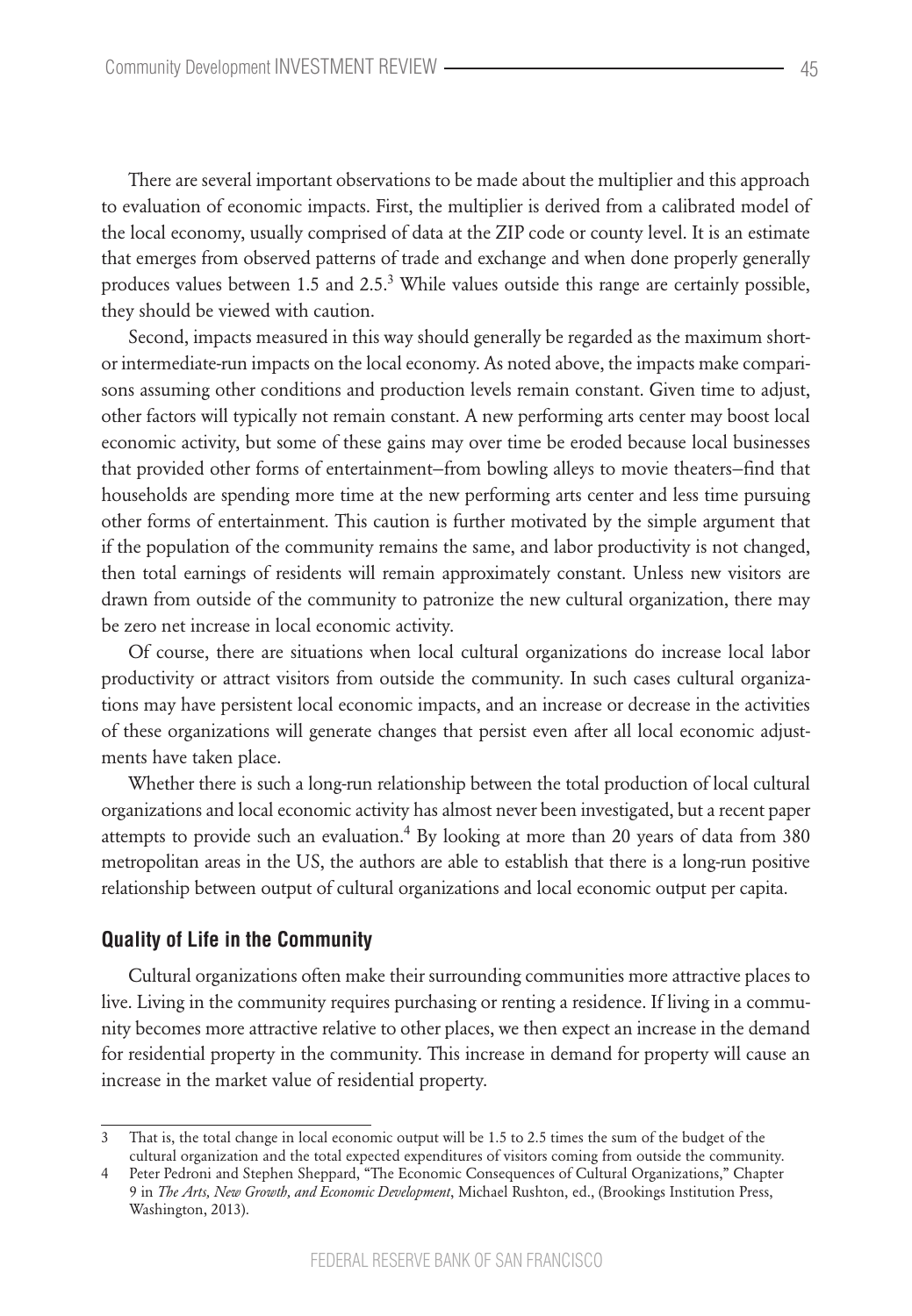There are several important observations to be made about the multiplier and this approach to evaluation of economic impacts. First, the multiplier is derived from a calibrated model of the local economy, usually comprised of data at the ZIP code or county level. It is an estimate that emerges from observed patterns of trade and exchange and when done properly generally produces values between 1.5 and 2.5.[3] While values outside this range are certainly possible, they should be viewed with caution.

Second, impacts measured in this way should generally be regarded as the maximum short- or intermediate-run impacts on the local economy. As noted above, the impacts make comparisons assuming other conditions and production levels remain constant. Given time to adjust, other factors will typically not remain constant. A new performing arts center may boost local economic activity, but some of these gains may over time be eroded because local businesses that provided other forms of entertainment–from bowling alleys to movie theaters–find that households are spending more time at the new performing arts center and less time pursuing other forms of entertainment. This caution is further motivated by the simple argument that if the population of the community remains the same, and labor productivity is not changed, then total earnings of residents will remain approximately constant. Unless new visitors are drawn from outside of the community to patronize the new cultural organization, there may be zero net increase in local economic activity.

Of course, there are situations when local cultural organizations do increase local labor productivity or attract visitors from outside the community. In such cases cultural organizations may have persistent local economic impacts, and an increase or decrease in the activities of these organizations will generate changes that persist even after all local economic adjustments have taken place.

Whether there is such a long-run relationship between the total production of local cultural organizations and local economic activity has almost never been investigated, but a recent paper attempts to provide such an evaluation.[4] By looking at more than 20 years of data from 380 metropolitan areas in the US, the authors are able to establish that there is a long-run positive relationship between output of cultural organizations and local economic output per capita.

## Quality of Life in the Community

Cultural organizations often make their surrounding communities more attractive places to live. Living in the community requires purchasing or renting a residence. If living in a community becomes more attractive relative to other places, we then expect an increase in the demand for residential property in the community. This increase in demand for property will cause an increase in the market value of residential property.

---

3 That is, the total change in local economic output will be 1.5 to 2.5 times the sum of the budget of the cultural organization and the total expected expenditures of visitors coming from outside the community.

4 Peter Pedroni and Stephen Sheppard, "The Economic Consequences of Cultural Organizations," Chapter 9 in *The Arts, New Growth, and Economic Development*, Michael Rushton, ed., (Brookings Institution Press, Washington, 2013).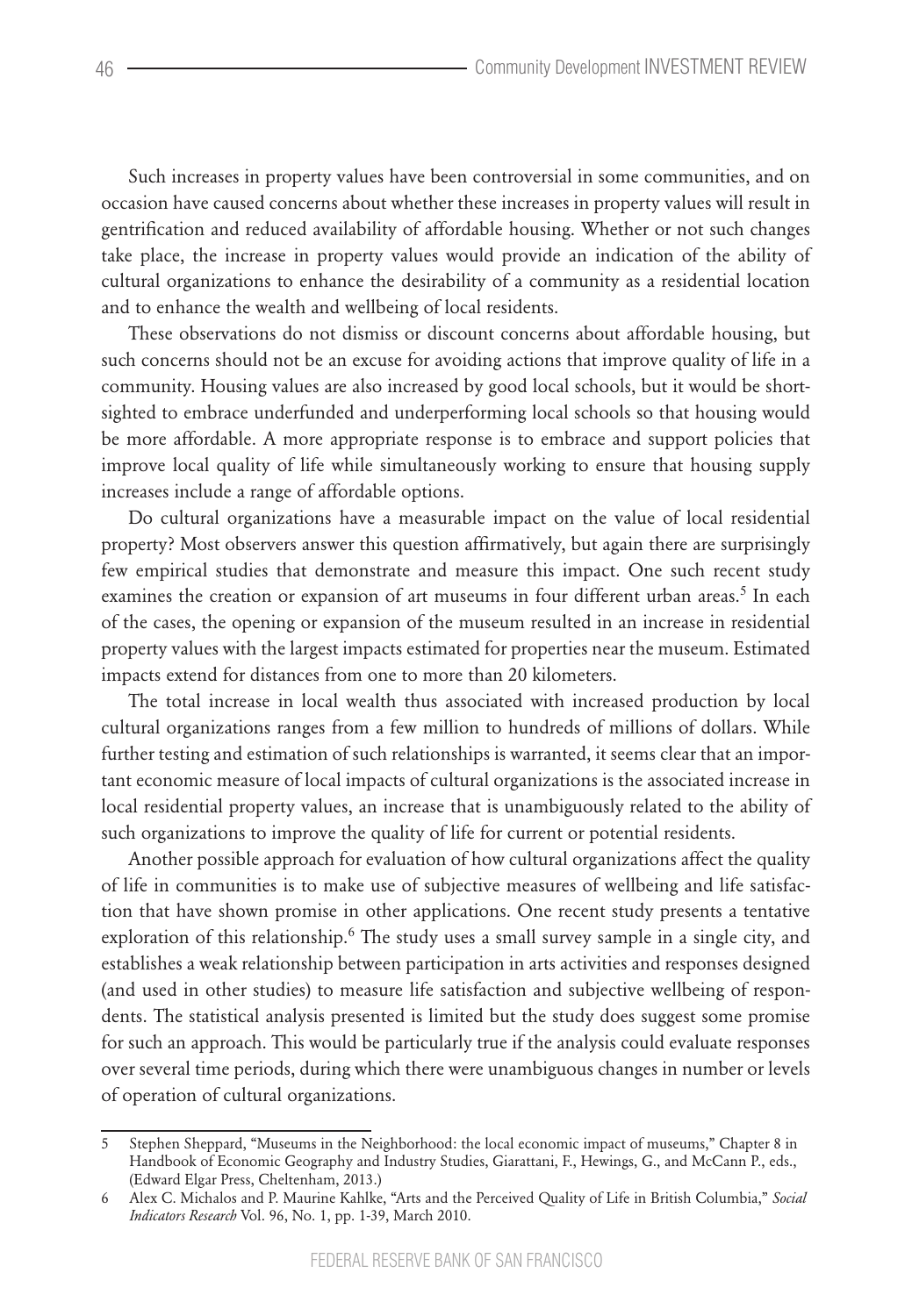Such increases in property values have been controversial in some communities, and on occasion have caused concerns about whether these increases in property values will result in gentrification and reduced availability of affordable housing. Whether or not such changes take place, the increase in property values would provide an indication of the ability of cultural organizations to enhance the desirability of a community as a residential location and to enhance the wealth and wellbeing of local residents.

These observations do not dismiss or discount concerns about affordable housing, but such concerns should not be an excuse for avoiding actions that improve quality of life in a community. Housing values are also increased by good local schools, but it would be short-sighted to embrace underfunded and underperforming local schools so that housing would be more affordable. A more appropriate response is to embrace and support policies that improve local quality of life while simultaneously working to ensure that housing supply increases include a range of affordable options.

Do cultural organizations have a measurable impact on the value of local residential property? Most observers answer this question affirmatively, but again there are surprisingly few empirical studies that demonstrate and measure this impact. One such recent study examines the creation or expansion of art museums in four different urban areas.[5] In each of the cases, the opening or expansion of the museum resulted in an increase in residential property values with the largest impacts estimated for properties near the museum. Estimated impacts extend for distances from one to more than 20 kilometers.

The total increase in local wealth thus associated with increased production by local cultural organizations ranges from a few million to hundreds of millions of dollars. While further testing and estimation of such relationships is warranted, it seems clear that an important economic measure of local impacts of cultural organizations is the associated increase in local residential property values, an increase that is unambiguously related to the ability of such organizations to improve the quality of life for current or potential residents.

Another possible approach for evaluation of how cultural organizations affect the quality of life in communities is to make use of subjective measures of wellbeing and life satisfaction that have shown promise in other applications. One recent study presents a tentative exploration of this relationship.[6] The study uses a small survey sample in a single city, and establishes a weak relationship between participation in arts activities and responses designed (and used in other studies) to measure life satisfaction and subjective wellbeing of respondents. The statistical analysis presented is limited but the study does suggest some promise for such an approach. This would be particularly true if the analysis could evaluate responses over several time periods, during which there were unambiguous changes in number or levels of operation of cultural organizations.

---

5 Stephen Sheppard, "Museums in the Neighborhood: the local economic impact of museums," Chapter 8 in Handbook of Economic Geography and Industry Studies, Giarattani, F., Hewings, G., and McCann P., eds., (Edward Elgar Press, Cheltenham, 2013.)

6 Alex C. Michalos and P. Maurine Kahlke, "Arts and the Perceived Quality of Life in British Columbia," *Social Indicators Research* Vol. 96, No. 1, pp. 1-39, March 2010.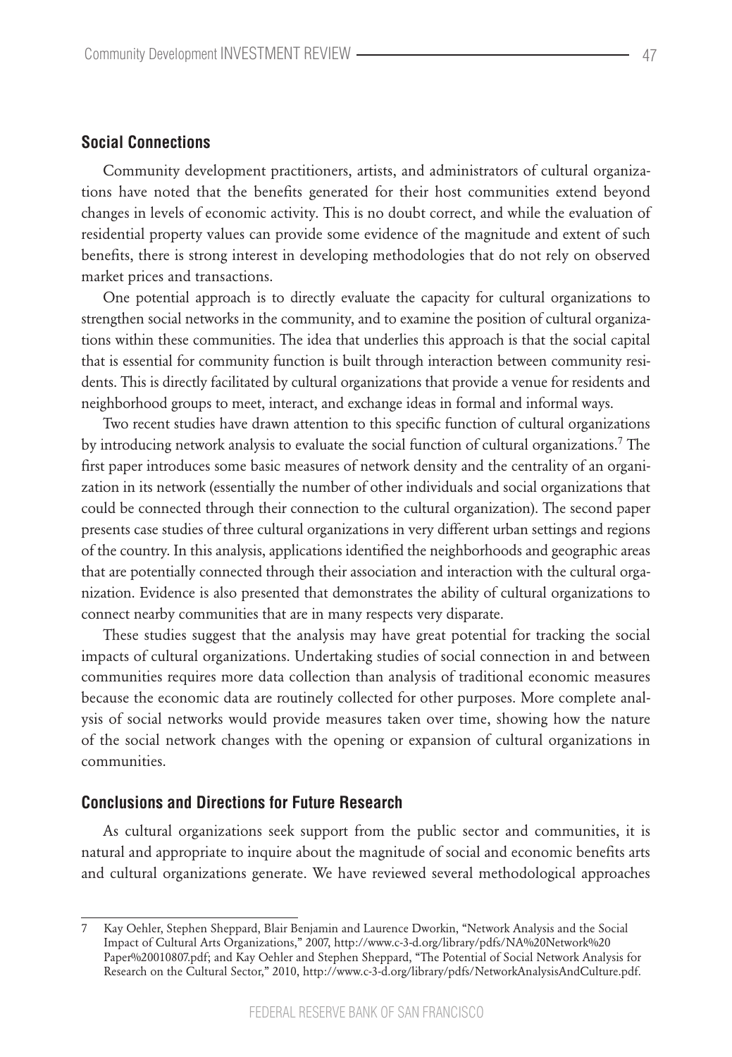## Social Connections

Community development practitioners, artists, and administrators of cultural organizations have noted that the benefits generated for their host communities extend beyond changes in levels of economic activity. This is no doubt correct, and while the evaluation of residential property values can provide some evidence of the magnitude and extent of such benefits, there is strong interest in developing methodologies that do not rely on observed market prices and transactions.

One potential approach is to directly evaluate the capacity for cultural organizations to strengthen social networks in the community, and to examine the position of cultural organizations within these communities. The idea that underlies this approach is that the social capital that is essential for community function is built through interaction between community residents. This is directly facilitated by cultural organizations that provide a venue for residents and neighborhood groups to meet, interact, and exchange ideas in formal and informal ways.

Two recent studies have drawn attention to this specific function of cultural organizations by introducing network analysis to evaluate the social function of cultural organizations.[7] The first paper introduces some basic measures of network density and the centrality of an organization in its network (essentially the number of other individuals and social organizations that could be connected through their connection to the cultural organization). The second paper presents case studies of three cultural organizations in very different urban settings and regions of the country. In this analysis, applications identified the neighborhoods and geographic areas that are potentially connected through their association and interaction with the cultural organization. Evidence is also presented that demonstrates the ability of cultural organizations to connect nearby communities that are in many respects very disparate.

These studies suggest that the analysis may have great potential for tracking the social impacts of cultural organizations. Undertaking studies of social connection in and between communities requires more data collection than analysis of traditional economic measures because the economic data are routinely collected for other purposes. More complete analysis of social networks would provide measures taken over time, showing how the nature of the social network changes with the opening or expansion of cultural organizations in communities.

## Conclusions and Directions for Future Research

As cultural organizations seek support from the public sector and communities, it is natural and appropriate to inquire about the magnitude of social and economic benefits arts and cultural organizations generate. We have reviewed several methodological approaches

---

7 Kay Oehler, Stephen Sheppard, Blair Benjamin and Laurence Dworkin, "Network Analysis and the Social Impact of Cultural Arts Organizations," 2007, http://www.c-3-d.org/library/pdfs/NA%20Network%20 Paper%20010807.pdf; and Kay Oehler and Stephen Sheppard, "The Potential of Social Network Analysis for Research on the Cultural Sector," 2010, http://www.c-3-d.org/library/pdfs/NetworkAnalysisAndCulture.pdf.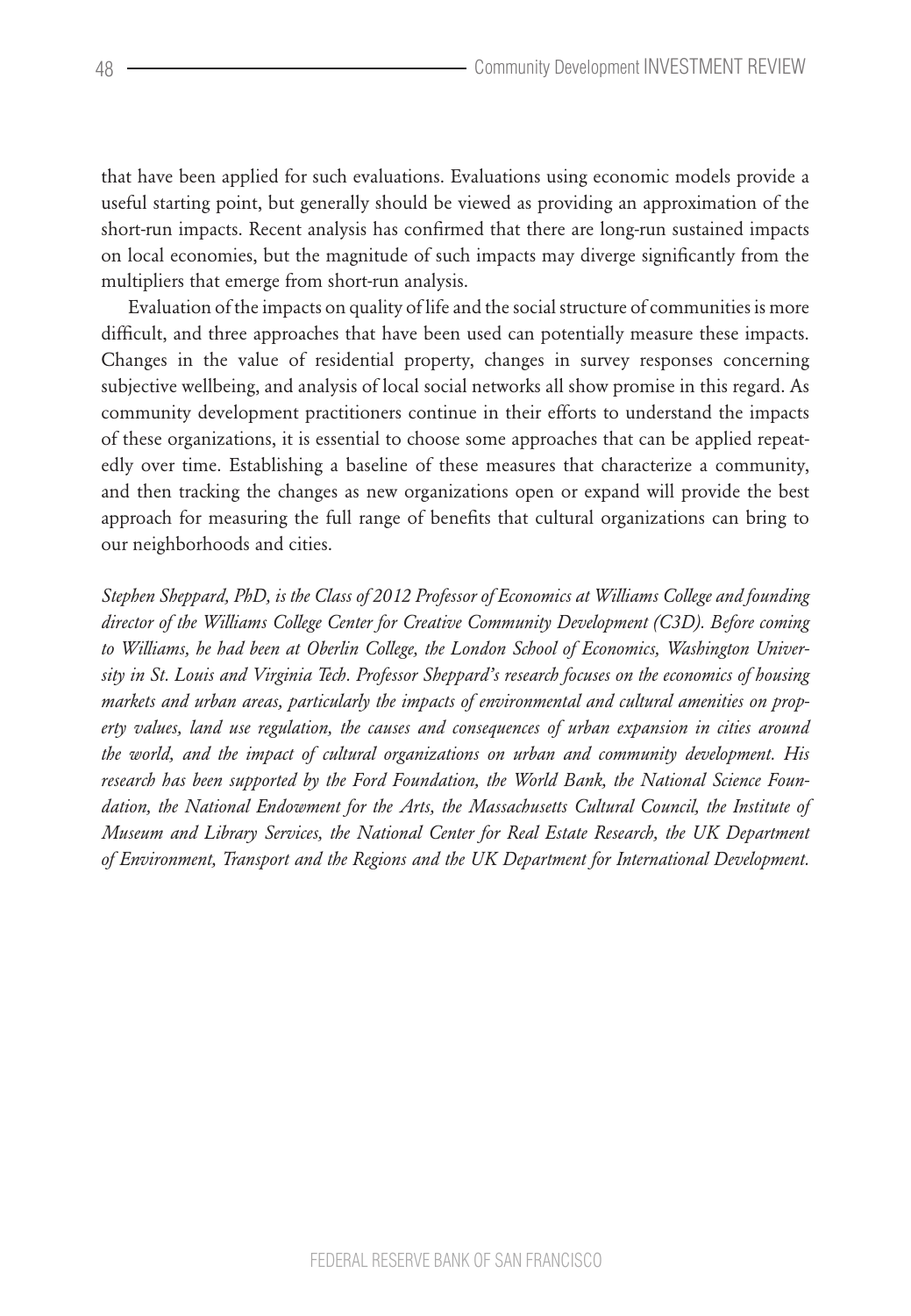that have been applied for such evaluations. Evaluations using economic models provide a useful starting point, but generally should be viewed as providing an approximation of the short-run impacts. Recent analysis has confirmed that there are long-run sustained impacts on local economies, but the magnitude of such impacts may diverge significantly from the multipliers that emerge from short-run analysis.

Evaluation of the impacts on quality of life and the social structure of communities is more difficult, and three approaches that have been used can potentially measure these impacts. Changes in the value of residential property, changes in survey responses concerning subjective wellbeing, and analysis of local social networks all show promise in this regard. As community development practitioners continue in their efforts to understand the impacts of these organizations, it is essential to choose some approaches that can be applied repeatedly over time. Establishing a baseline of these measures that characterize a community, and then tracking the changes as new organizations open or expand will provide the best approach for measuring the full range of benefits that cultural organizations can bring to our neighborhoods and cities.

*Stephen Sheppard, PhD, is the Class of 2012 Professor of Economics at Williams College and founding director of the Williams College Center for Creative Community Development (C3D). Before coming to Williams, he had been at Oberlin College, the London School of Economics, Washington University in St. Louis and Virginia Tech. Professor Sheppard's research focuses on the economics of housing markets and urban areas, particularly the impacts of environmental and cultural amenities on property values, land use regulation, the causes and consequences of urban expansion in cities around the world, and the impact of cultural organizations on urban and community development. His research has been supported by the Ford Foundation, the World Bank, the National Science Foundation, the National Endowment for the Arts, the Massachusetts Cultural Council, the Institute of Museum and Library Services, the National Center for Real Estate Research, the UK Department of Environment, Transport and the Regions and the UK Department for International Development.*